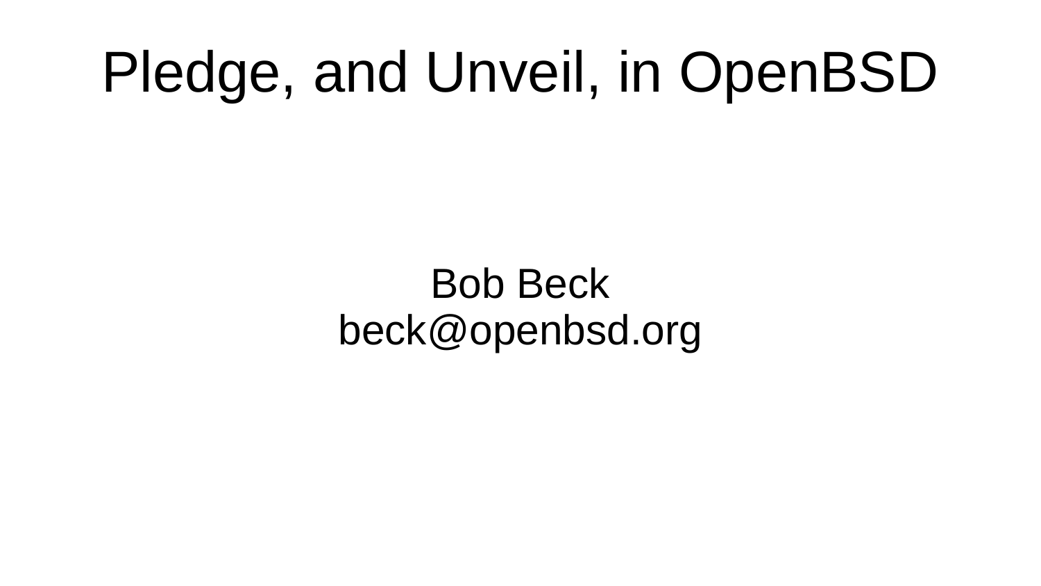# Pledge, and Unveil, in OpenBSD

Bob Beck
beck@openbsd.org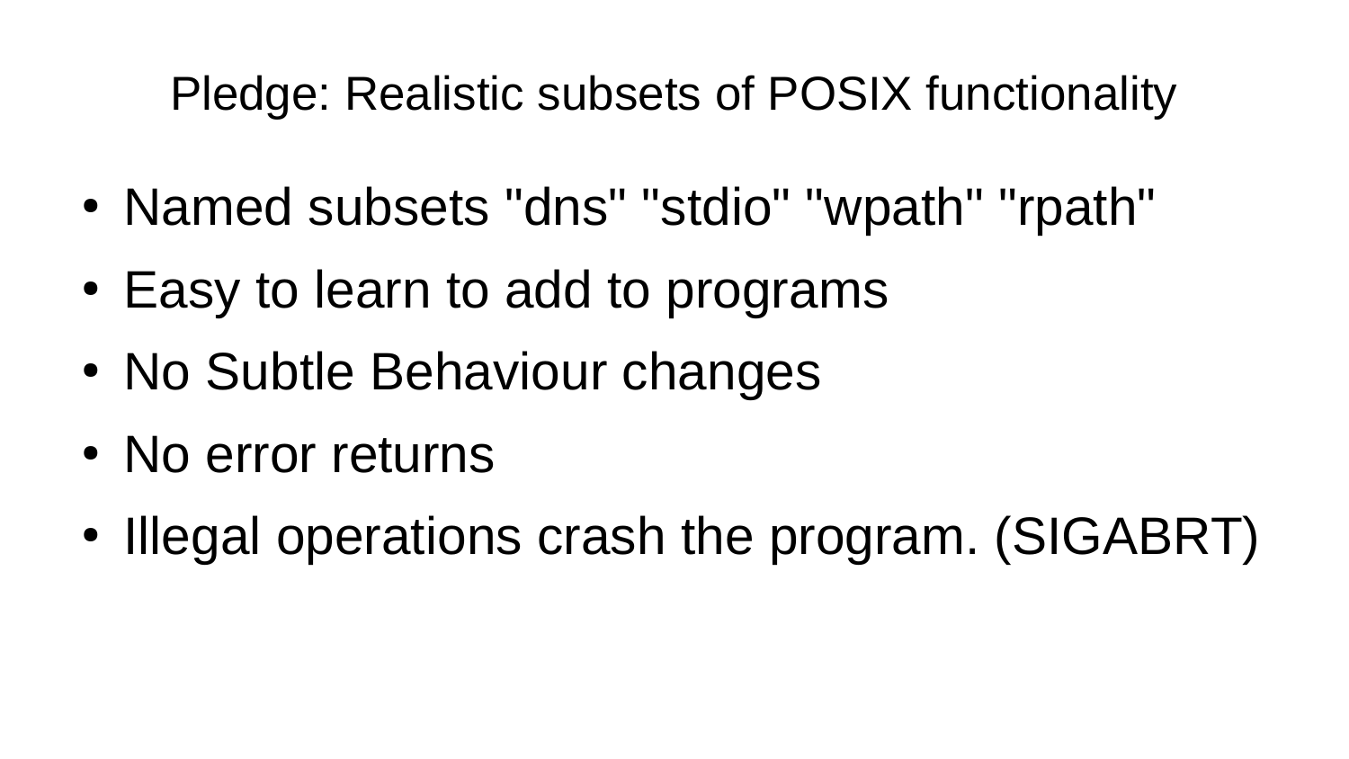# Pledge: Realistic subsets of POSIX functionality

- Named subsets "dns" "stdio" "wpath" "rpath"
- Easy to learn to add to programs
- No Subtle Behaviour changes
- No error returns
- Illegal operations crash the program. (SIGABRT)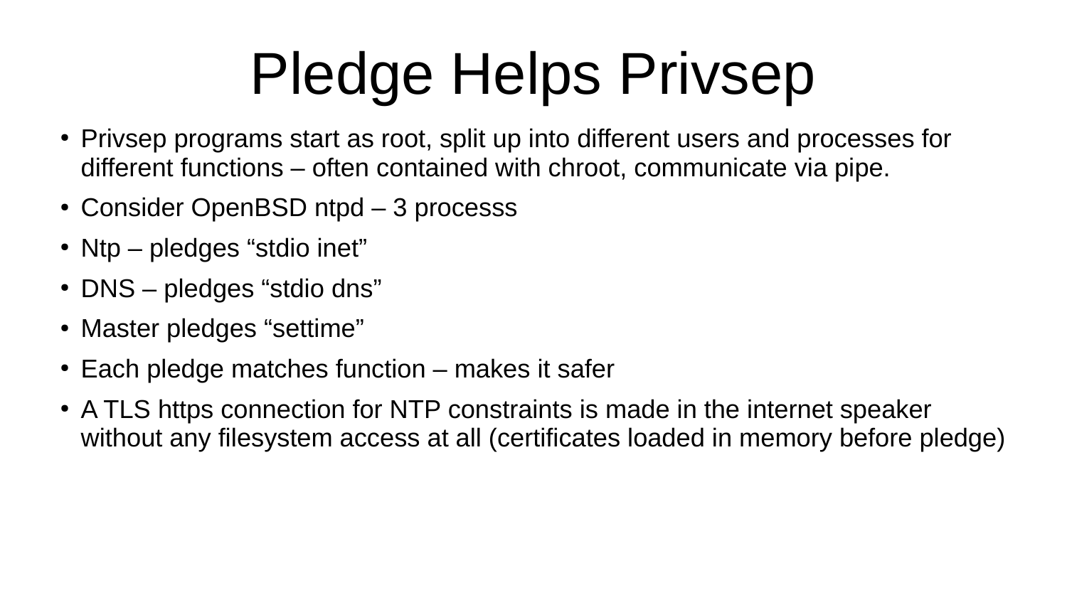# Pledge Helps Privsep

- Privsep programs start as root, split up into different users and processes for different functions – often contained with chroot, communicate via pipe.
- Consider OpenBSD ntpd – 3 processs
- Ntp – pledges “stdio inet”
- DNS – pledges “stdio dns”
- Master pledges “settime”
- Each pledge matches function – makes it safer
- A TLS https connection for NTP constraints is made in the internet speaker without any filesystem access at all (certificates loaded in memory before pledge)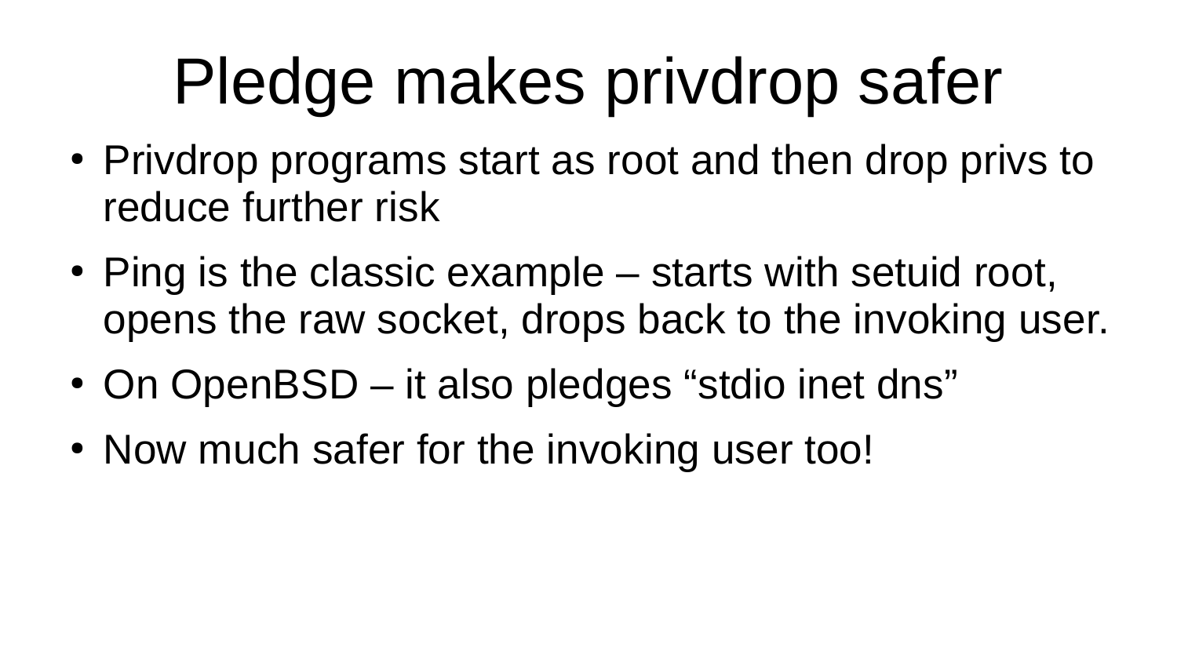# Pledge makes privdrop safer

- Privdrop programs start as root and then drop privs to reduce further risk
- Ping is the classic example – starts with setuid root, opens the raw socket, drops back to the invoking user.
- On OpenBSD – it also pledges “stdio inet dns”
- Now much safer for the invoking user too!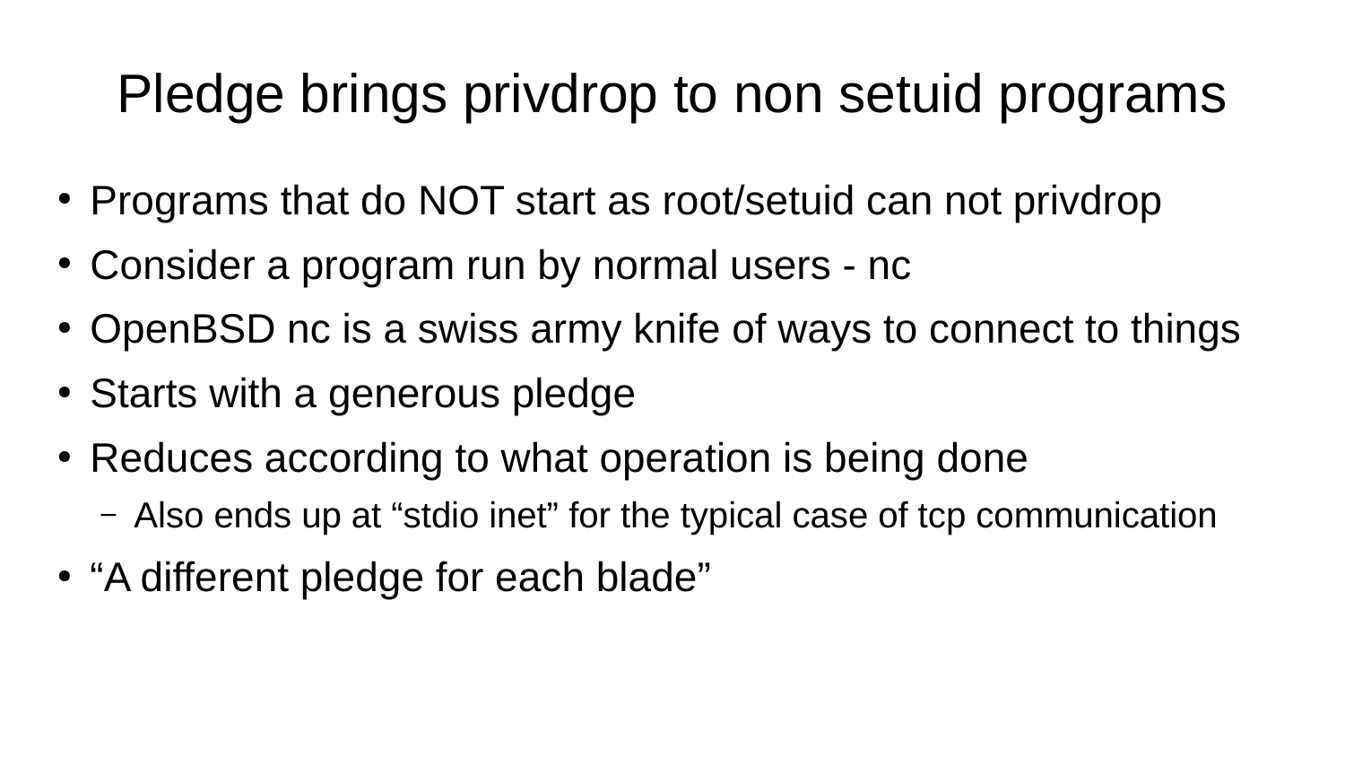# Pledge brings privdrop to non setuid programs

- Programs that do NOT start as root/setuid can not privdrop
- Consider a program run by normal users - nc
- OpenBSD nc is a swiss army knife of ways to connect to things
- Starts with a generous pledge
- Reduces according to what operation is being done
  - Also ends up at “stdio inet” for the typical case of tcp communication
- “A different pledge for each blade”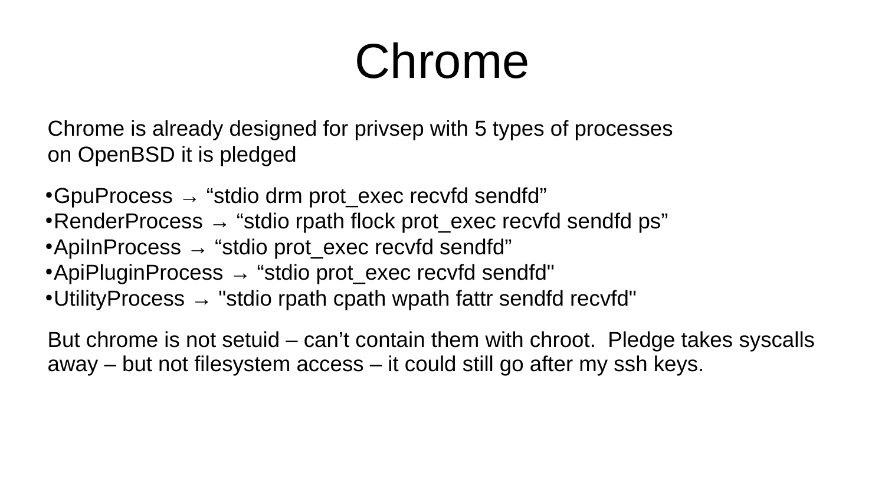# Chrome

Chrome is already designed for privsep with 5 types of processes
on OpenBSD it is pledged

- GpuProcess → “stdio drm prot_exec recvfd sendfd”
- RenderProcess → “stdio rpath flock prot_exec recvfd sendfd ps”
- ApiInProcess → “stdio prot_exec recvfd sendfd”
- ApiPluginProcess → “stdio prot_exec recvfd sendfd"
- UtilityProcess → "stdio rpath cpath wpath fattr sendfd recvfd"

But chrome is not setuid – can’t contain them with chroot. Pledge takes syscalls away – but not filesystem access – it could still go after my ssh keys.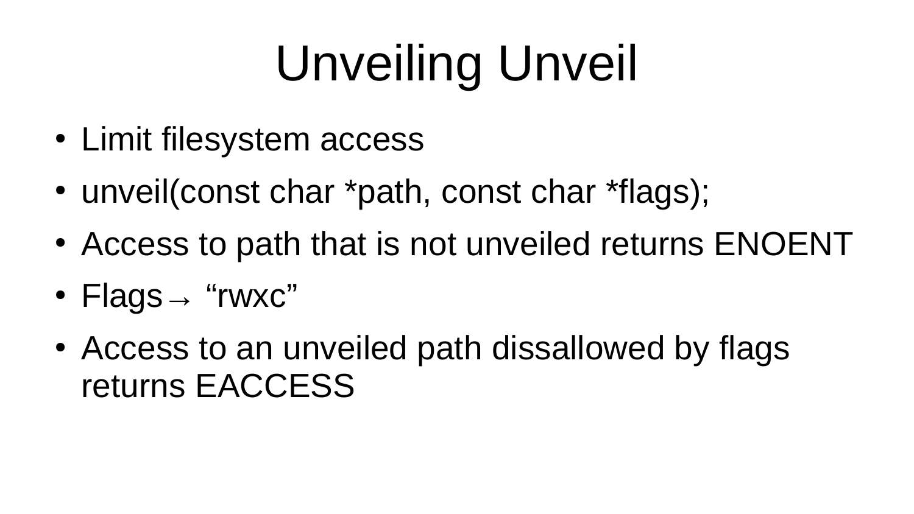# Unveiling Unveil

- Limit filesystem access
- unveil(const char *path, const char *flags);
- Access to path that is not unveiled returns ENOENT
- Flags→ “rwxc”
- Access to an unveiled path dissallowed by flags returns EACCESS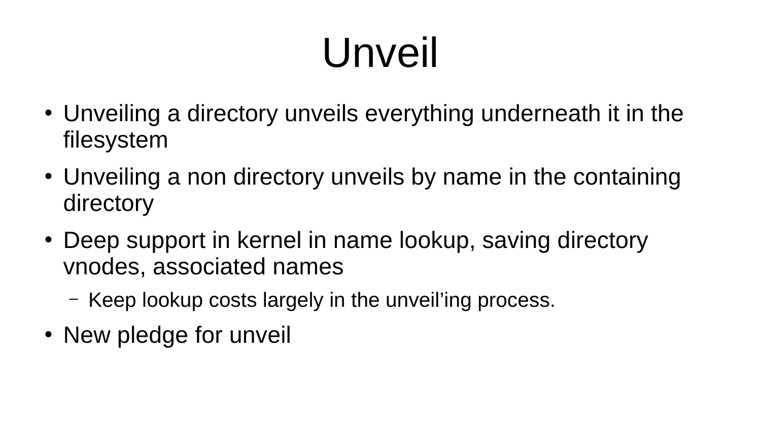# Unveil

- Unveiling a directory unveils everything underneath it in the filesystem
- Unveiling a non directory unveils by name in the containing directory
- Deep support in kernel in name lookup, saving directory vnodes, associated names
  - Keep lookup costs largely in the unveil’ing process.
- New pledge for unveil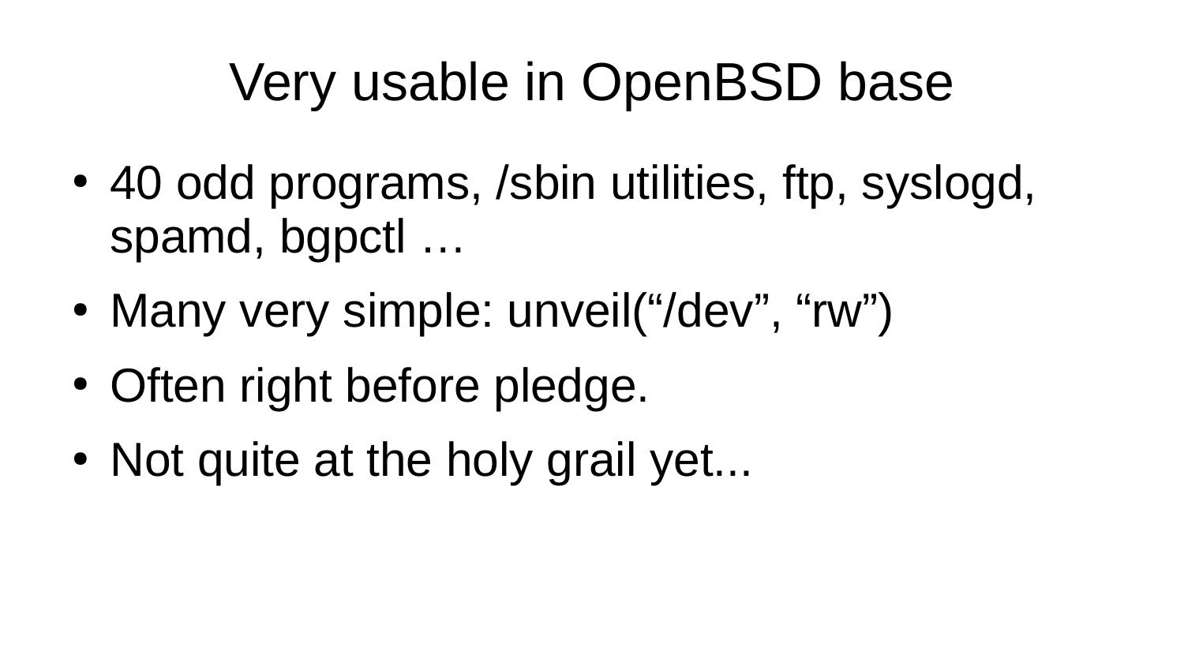# Very usable in OpenBSD base

- 40 odd programs, /sbin utilities, ftp, syslogd, spamd, bgpctl …
- Many very simple: unveil(“/dev”, “rw”)
- Often right before pledge.
- Not quite at the holy grail yet...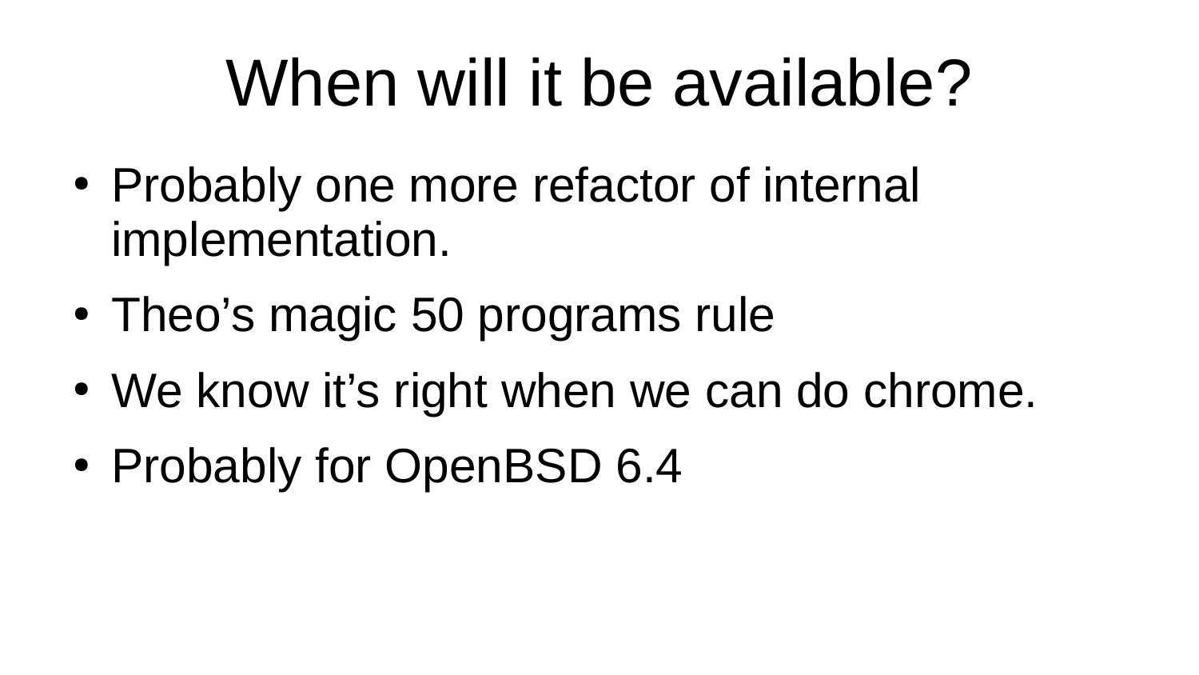# When will it be available?

- Probably one more refactor of internal implementation.
- Theo’s magic 50 programs rule
- We know it’s right when we can do chrome.
- Probably for OpenBSD 6.4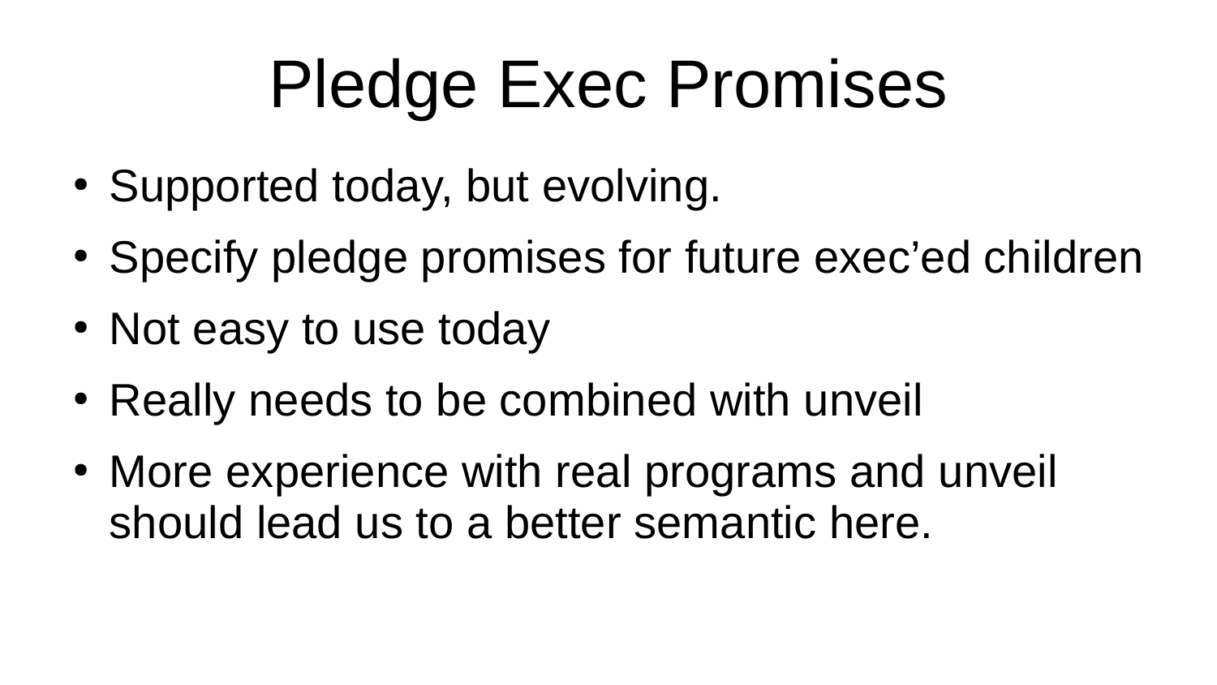# Pledge Exec Promises

- Supported today, but evolving.
- Specify pledge promises for future exec’ed children
- Not easy to use today
- Really needs to be combined with unveil
- More experience with real programs and unveil should lead us to a better semantic here.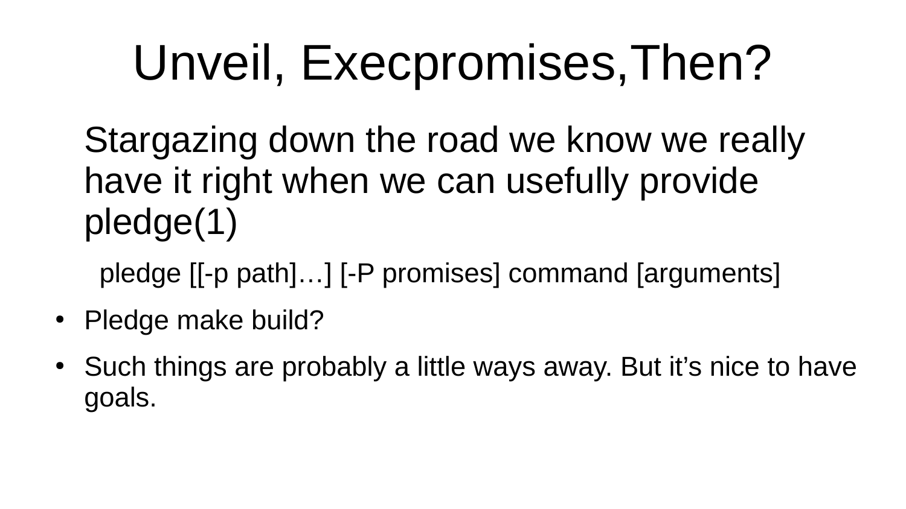# Unveil, Execpromises,Then?

Stargazing down the road we know we really have it right when we can usefully provide pledge(1)

```
pledge [[-p path]…] [-P promises] command [arguments]
```

- Pledge make build?
- Such things are probably a little ways away. But it’s nice to have goals.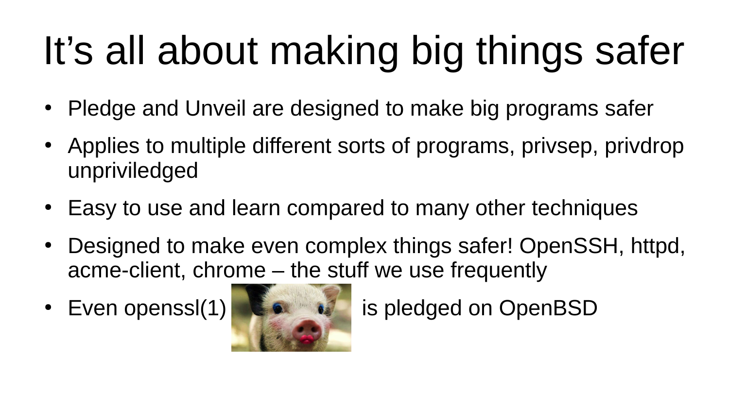# It's all about making big things safer

- Pledge and Unveil are designed to make big programs safer
- Applies to multiple different sorts of programs, privsep, privdrop unpriviledged
- Easy to use and learn compared to many other techniques
- Designed to make even complex things safer! OpenSSH, httpd, acme-client, chrome – the stuff we use frequently
- Even openssl(1) is pledged on OpenBSD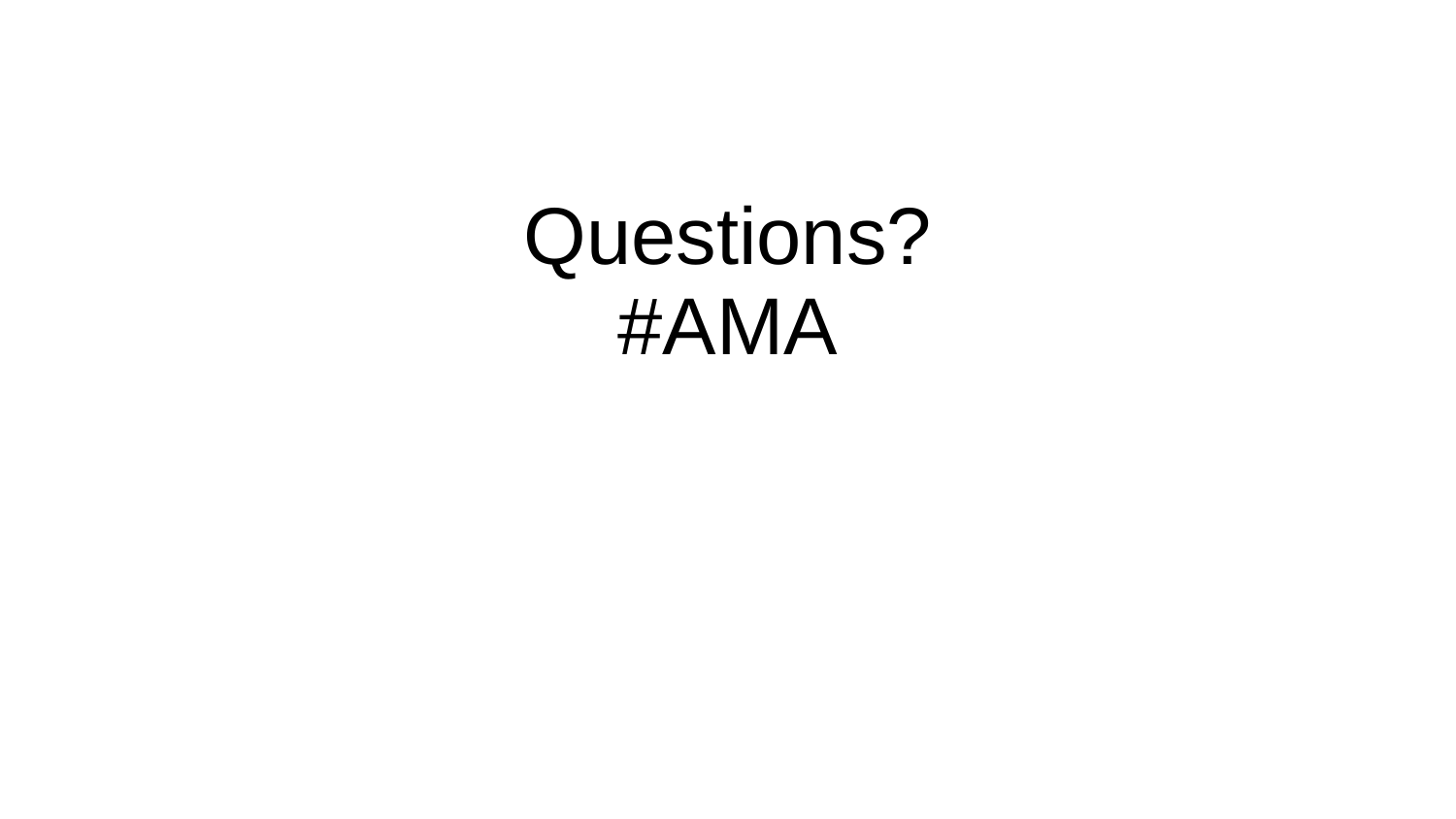Questions?
#AMA